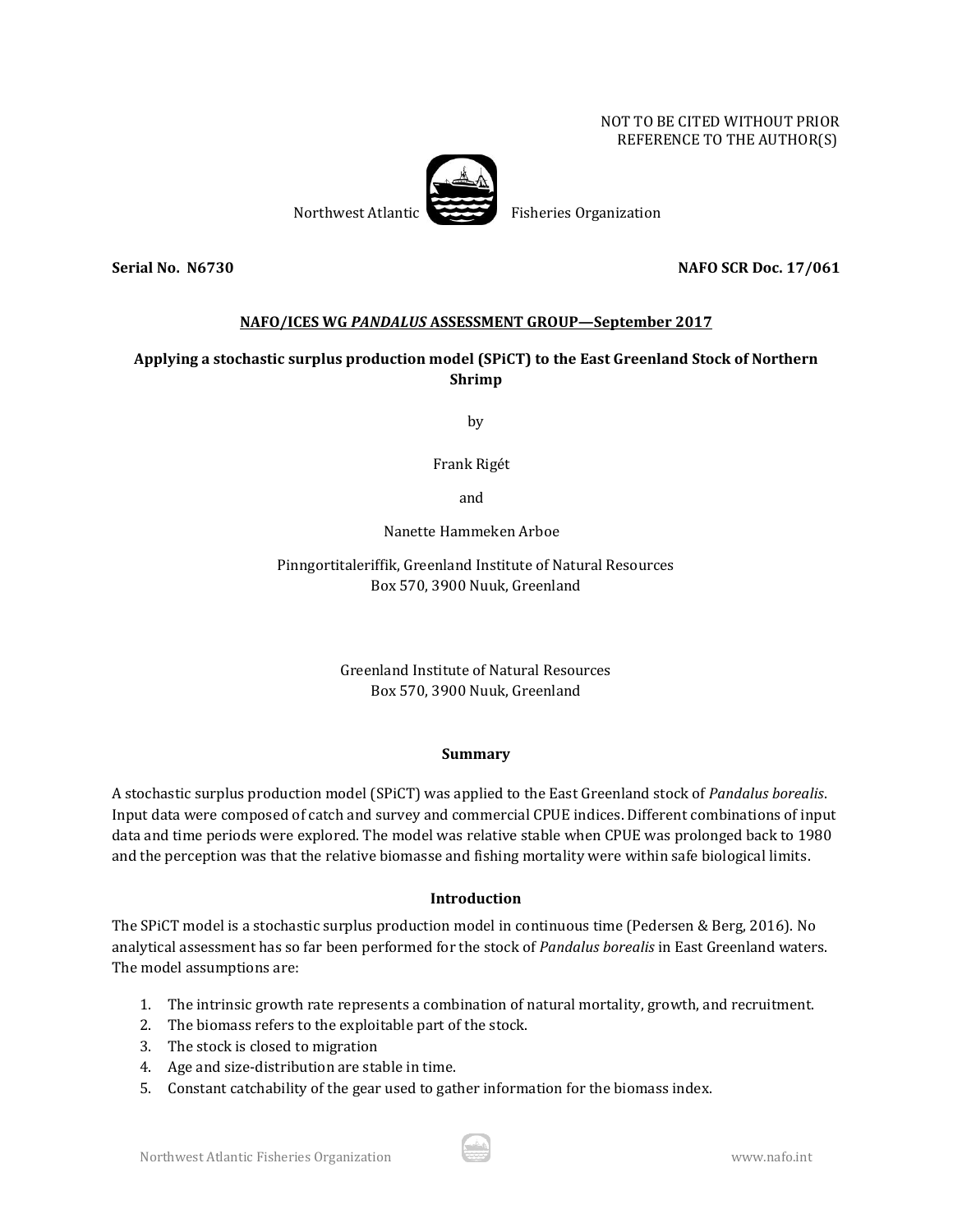NOT TO BE CITED WITHOUT PRIOR
REFERENCE TO THE AUTHOR(S)

Northwest Atlantic Fisheries Organization

**Serial No. N6730** **NAFO SCR Doc. 17/061**

**NAFO/ICES WG *PANDALUS* ASSESSMENT GROUP—September 2017**

**Applying a stochastic surplus production model (SPiCT) to the East Greenland Stock of Northern Shrimp**

by

Frank Rigét

and

Nanette Hammeken Arboe

Pinngortitaleriffik, Greenland Institute of Natural Resources
Box 570, 3900 Nuuk, Greenland

Greenland Institute of Natural Resources
Box 570, 3900 Nuuk, Greenland

## Summary

A stochastic surplus production model (SPiCT) was applied to the East Greenland stock of *Pandalus borealis*. Input data were composed of catch and survey and commercial CPUE indices. Different combinations of input data and time periods were explored. The model was relative stable when CPUE was prolonged back to 1980 and the perception was that the relative biomasse and fishing mortality were within safe biological limits.

## Introduction

The SPiCT model is a stochastic surplus production model in continuous time (Pedersen & Berg, 2016). No analytical assessment has so far been performed for the stock of *Pandalus borealis* in East Greenland waters. The model assumptions are:

1. The intrinsic growth rate represents a combination of natural mortality, growth, and recruitment.
2. The biomass refers to the exploitable part of the stock.
3. The stock is closed to migration
4. Age and size-distribution are stable in time.
5. Constant catchability of the gear used to gather information for the biomass index.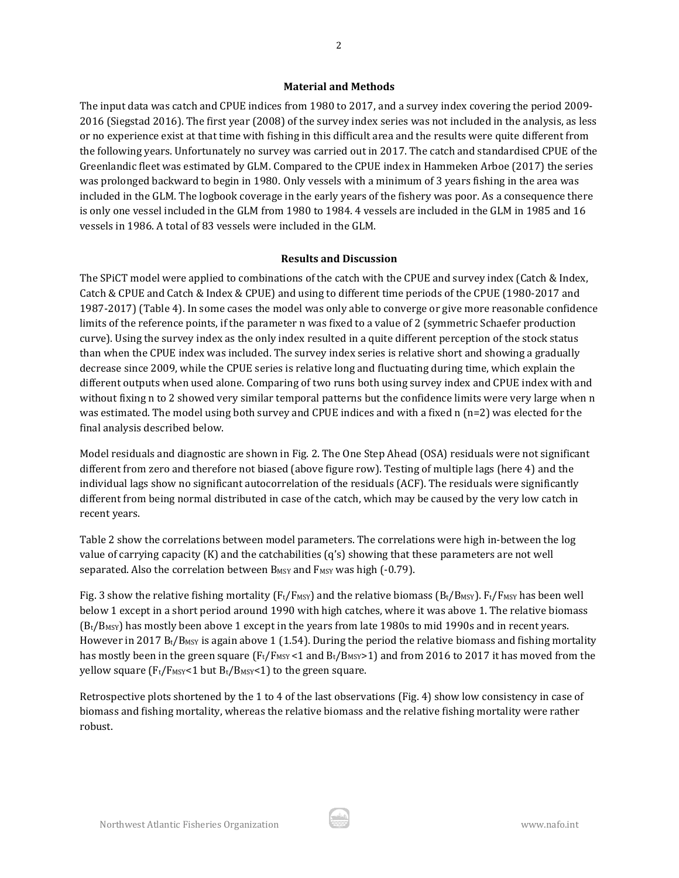## Material and Methods

The input data was catch and CPUE indices from 1980 to 2017, and a survey index covering the period 2009-2016 (Siegstad 2016). The first year (2008) of the survey index series was not included in the analysis, as less or no experience exist at that time with fishing in this difficult area and the results were quite different from the following years. Unfortunately no survey was carried out in 2017. The catch and standardised CPUE of the Greenlandic fleet was estimated by GLM. Compared to the CPUE index in Hammeken Arboe (2017) the series was prolonged backward to begin in 1980. Only vessels with a minimum of 3 years fishing in the area was included in the GLM. The logbook coverage in the early years of the fishery was poor. As a consequence there is only one vessel included in the GLM from 1980 to 1984. 4 vessels are included in the GLM in 1985 and 16 vessels in 1986. A total of 83 vessels were included in the GLM.

## Results and Discussion

The SPiCT model were applied to combinations of the catch with the CPUE and survey index (Catch & Index, Catch & CPUE and Catch & Index & CPUE) and using to different time periods of the CPUE (1980-2017 and 1987-2017) (Table 4). In some cases the model was only able to converge or give more reasonable confidence limits of the reference points, if the parameter n was fixed to a value of 2 (symmetric Schaefer production curve). Using the survey index as the only index resulted in a quite different perception of the stock status than when the CPUE index was included. The survey index series is relative short and showing a gradually decrease since 2009, while the CPUE series is relative long and fluctuating during time, which explain the different outputs when used alone. Comparing of two runs both using survey index and CPUE index with and without fixing n to 2 showed very similar temporal patterns but the confidence limits were very large when n was estimated. The model using both survey and CPUE indices and with a fixed n (n=2) was elected for the final analysis described below.

Model residuals and diagnostic are shown in Fig. 2. The One Step Ahead (OSA) residuals were not significant different from zero and therefore not biased (above figure row). Testing of multiple lags (here 4) and the individual lags show no significant autocorrelation of the residuals (ACF). The residuals were significantly different from being normal distributed in case of the catch, which may be caused by the very low catch in recent years.

Table 2 show the correlations between model parameters. The correlations were high in-between the log value of carrying capacity (K) and the catchabilities (q's) showing that these parameters are not well separated. Also the correlation between $B_{MSY}$ and $F_{MSY}$ was high (-0.79).

Fig. 3 show the relative fishing mortality ($F_t/F_{MSY}$) and the relative biomass ($B_t/B_{MSY}$). $F_t/F_{MSY}$ has been well below 1 except in a short period around 1990 with high catches, where it was above 1. The relative biomass ($B_t/B_{MSY}$) has mostly been above 1 except in the years from late 1980s to mid 1990s and in recent years. However in 2017 $B_t/B_{MSY}$ is again above 1 (1.54). During the period the relative biomass and fishing mortality has mostly been in the green square ($F_t/F_{MSY} < 1$ and $B_t/B_{MSY} > 1$) and from 2016 to 2017 it has moved from the yellow square ($F_t/F_{MSY} < 1$ but $B_t/B_{MSY} < 1$) to the green square.

Retrospective plots shortened by the 1 to 4 of the last observations (Fig. 4) show low consistency in case of biomass and fishing mortality, whereas the relative biomass and the relative fishing mortality were rather robust.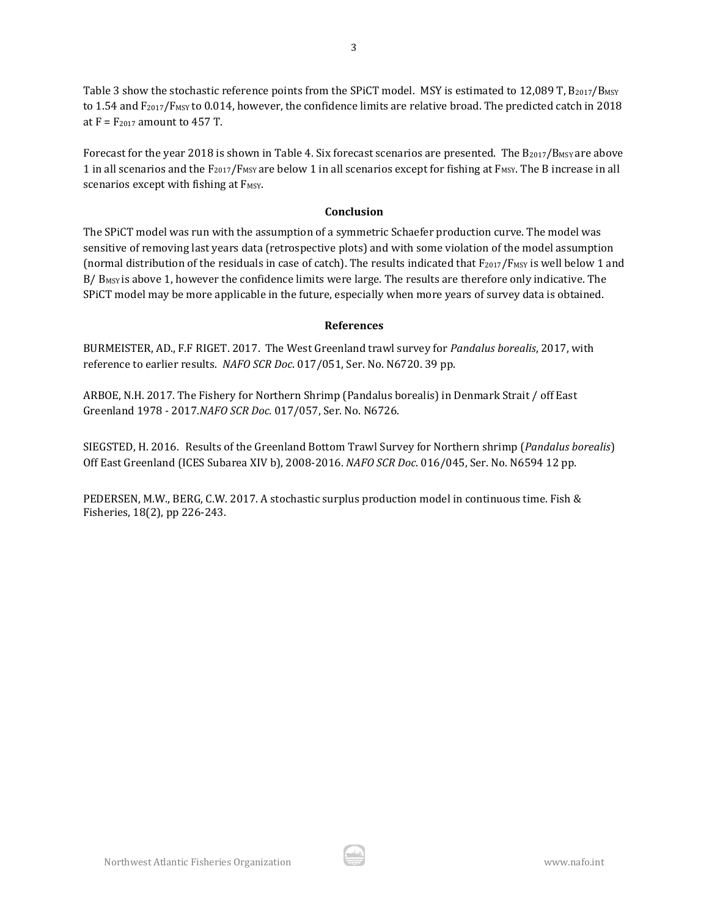Table 3 show the stochastic reference points from the SPiCT model. MSY is estimated to 12,089 T, $B_{2017}/B_{MSY}$ to 1.54 and $F_{2017}/F_{MSY}$ to 0.014, however, the confidence limits are relative broad. The predicted catch in 2018 at $F = F_{2017}$ amount to 457 T.

Forecast for the year 2018 is shown in Table 4. Six forecast scenarios are presented. The $B_{2017}/B_{MSY}$ are above 1 in all scenarios and the $F_{2017}/F_{MSY}$ are below 1 in all scenarios except for fishing at $F_{MSY}$. The B increase in all scenarios except with fishing at $F_{MSY}$.

## Conclusion

The SPiCT model was run with the assumption of a symmetric Schaefer production curve. The model was sensitive of removing last years data (retrospective plots) and with some violation of the model assumption (normal distribution of the residuals in case of catch). The results indicated that $F_{2017}/F_{MSY}$ is well below 1 and $B/B_{MSY}$ is above 1, however the confidence limits were large. The results are therefore only indicative. The SPiCT model may be more applicable in the future, especially when more years of survey data is obtained.

## References

BURMEISTER, AD., F.F RIGET. 2017. The West Greenland trawl survey for *Pandalus borealis*, 2017, with reference to earlier results. *NAFO SCR Doc*. 017/051, Ser. No. N6720. 39 pp.

ARBOE, N.H. 2017. The Fishery for Northern Shrimp (Pandalus borealis) in Denmark Strait / off East Greenland 1978 - 2017.*NAFO SCR Doc.* 017/057, Ser. No. N6726.

SIEGSTED, H. 2016. Results of the Greenland Bottom Trawl Survey for Northern shrimp (*Pandalus borealis*) Off East Greenland (ICES Subarea XIV b), 2008-2016. *NAFO SCR Doc*. 016/045, Ser. No. N6594 12 pp.

PEDERSEN, M.W., BERG, C.W. 2017. A stochastic surplus production model in continuous time. Fish & Fisheries, 18(2), pp 226-243.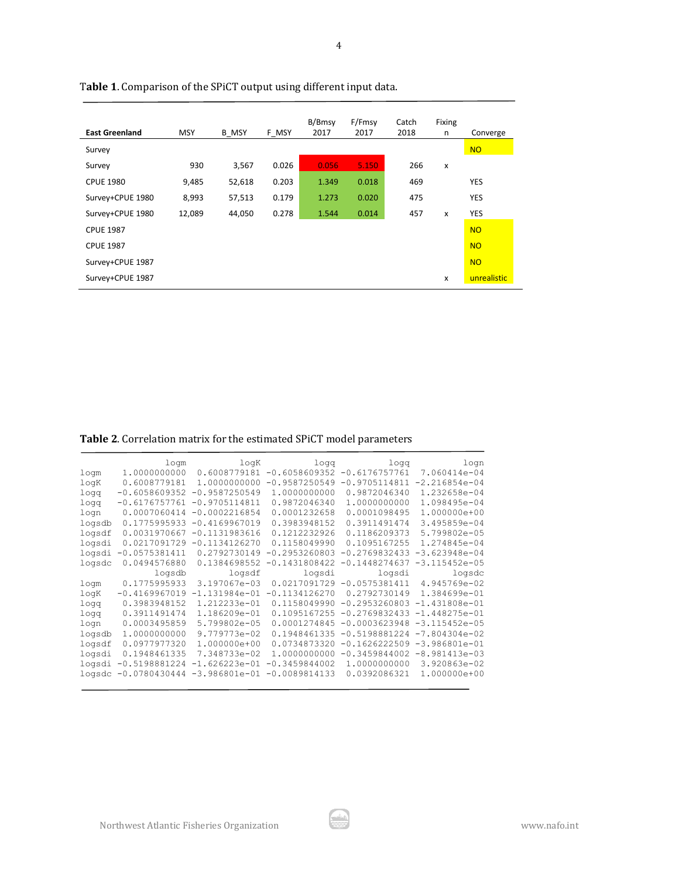**Table 1**. Comparison of the SPiCT output using different input data.

| East Greenland | MSY | B_MSY | F_MSY | B/Bmsy 2017 | F/Fmsy 2017 | Catch 2018 | Fixing n | Converge |
|---|---|---|---|---|---|---|---|---|
| Survey | | | | | | | | NO |
| Survey | 930 | 3,567 | 0.026 | 0.056 | 5.150 | 266 | x | |
| CPUE 1980 | 9,485 | 52,618 | 0.203 | 1.349 | 0.018 | 469 | | YES |
| Survey+CPUE 1980 | 8,993 | 57,513 | 0.179 | 1.273 | 0.020 | 475 | | YES |
| Survey+CPUE 1980 | 12,089 | 44,050 | 0.278 | 1.544 | 0.014 | 457 | x | YES |
| CPUE 1987 | | | | | | | | NO |
| CPUE 1987 | | | | | | | | NO |
| Survey+CPUE 1987 | | | | | | | | NO |
| Survey+CPUE 1987 | | | | | | | x | unrealistic |

**Table 2**. Correlation matrix for the estimated SPiCT model parameters

```
              logm          logK          logq          logq          logn
logm    1.0000000000  0.6008779181 -0.6058609352 -0.6176757761  7.060414e-04
logK    0.6008779181  1.0000000000 -0.9587250549 -0.9705114811 -2.216854e-04
logq   -0.6058609352 -0.9587250549  1.0000000000  0.9872046340  1.232658e-04
logq   -0.6176757761 -0.9705114811  0.9872046340  1.0000000000  1.098495e-04
logn    0.0007060414 -0.0002216854  0.0001232658  0.0001098495  1.000000e+00
logsdb  0.1775995933 -0.4169967019  0.3983948152  0.3911491474  3.495859e-04
logsdf  0.0031970667 -0.1131983616  0.1212232926  0.1186209373  5.799802e-05
logsdi  0.0217091729 -0.1134126270  0.1158049990  0.1095167255  1.274845e-04
logsdi -0.0575381411  0.2792730149 -0.2953260803 -0.2769832433 -3.623948e-04
logsdc  0.0494576880  0.1384698552 -0.1431808422 -0.1448274637 -3.115452e-05
              logsdb        logsdf        logsdi        logsdi        logsdc
logm    0.1775995933  3.197067e-03  0.0217091729 -0.0575381411  4.945769e-02
logK   -0.4169967019 -1.131984e-01 -0.1134126270  0.2792730149  1.384699e-01
logq    0.3983948152  1.212233e-01  0.1158049990 -0.2953260803 -1.431808e-01
logq    0.3911491474  1.186209e-01  0.1095167255 -0.2769832433 -1.448275e-01
logn    0.0003495859  5.799802e-05  0.0001274845 -0.0003623948 -3.115452e-05
logsdb  1.0000000000  9.779773e-02  0.1948461335 -0.5198881224 -7.804304e-02
logsdf  0.0977977320  1.000000e+00  0.0734873320 -0.1626222509 -3.986801e-01
logsdi  0.1948461335  7.348733e-02  1.0000000000 -0.3459844002 -8.981413e-03
logsdi -0.5198881224 -1.626223e-01 -0.3459844002  1.0000000000  3.920863e-02
logsdc -0.0780430444 -3.986801e-01 -0.0089814133  0.0392086321  1.000000e+00
```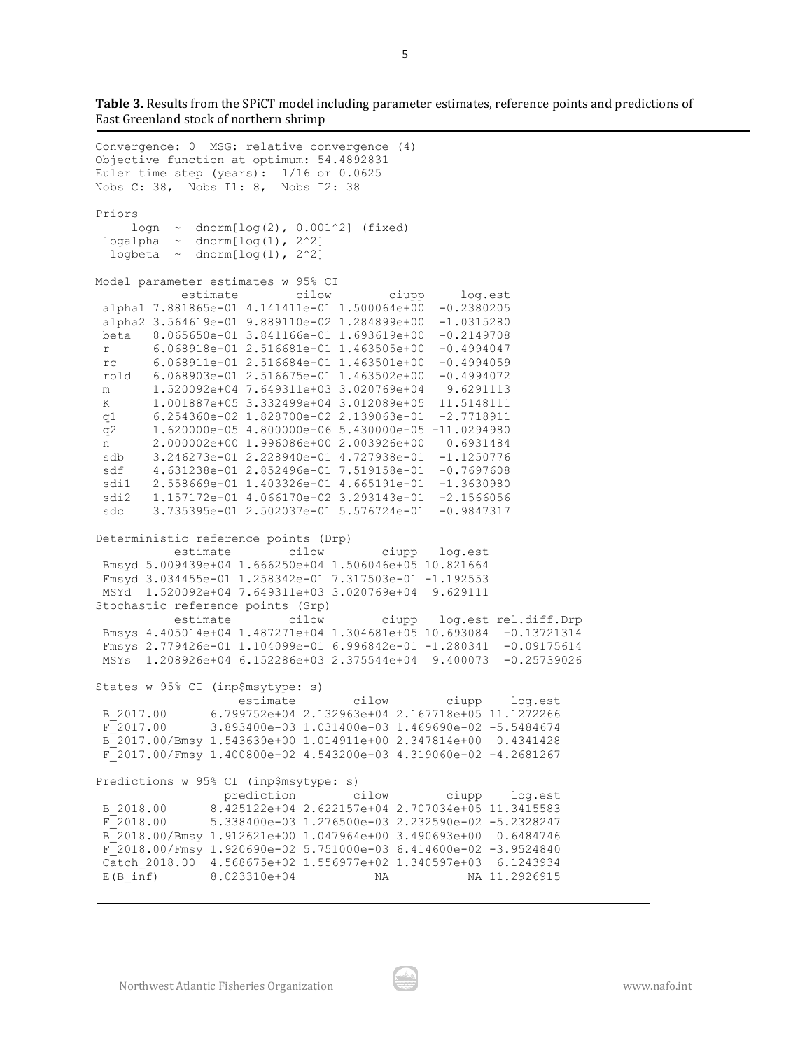**Table 3.** Results from the SPiCT model including parameter estimates, reference points and predictions of East Greenland stock of northern shrimp

```
Convergence: 0  MSG: relative convergence (4)
Objective function at optimum: 54.4892831
Euler time step (years):  1/16 or 0.0625
Nobs C: 38,  Nobs I1: 8,  Nobs I2: 38

Priors
     logn  ~  dnorm[log(2), 0.001^2] (fixed)
 logalpha  ~  dnorm[log(1), 2^2]
  logbeta  ~  dnorm[log(1), 2^2]

Model parameter estimates w 95% CI
          estimate        cilow        ciupp     log.est
 alpha1 7.881865e-01 4.141411e-01 1.500064e+00  -0.2380205
 alpha2 3.564619e-01 9.889110e-02 1.284899e+00  -1.0315280
 beta   8.065650e-01 3.841166e-01 1.693619e+00  -0.2149708
 r      6.068918e-01 2.516681e-01 1.463505e+00  -0.4994047
 rc     6.068911e-01 2.516684e-01 1.463501e+00  -0.4994059
 rold   6.068903e-01 2.516675e-01 1.463502e+00  -0.4994072
 m      1.520092e+04 7.649311e+03 3.020769e+04   9.6291113
 K      1.001887e+05 3.332499e+04 3.012089e+05  11.5148111
 q1     6.254360e-02 1.828700e-02 2.139063e-01  -2.7718911
 q2     1.620000e-05 4.800000e-06 5.430000e-05 -11.0294980
 n      2.000002e+00 1.996086e+00 2.003926e+00   0.6931484
 sdb    3.246273e-01 2.228940e-01 4.727938e-01  -1.1250776
 sdf    4.631238e-01 2.852496e-01 7.519158e-01  -0.7697608
 sdi1   2.558669e-01 1.403326e-01 4.665191e-01  -1.3630980
 sdi2   1.157172e-01 4.066170e-02 3.293143e-01  -2.1566056
 sdc    3.735395e-01 2.502037e-01 5.576724e-01  -0.9847317

Deterministic reference points (Drp)
         estimate        cilow        ciupp   log.est
 Bmsyd 5.009439e+04 1.666250e+04 1.506046e+05 10.821664
 Fmsyd 3.034455e-01 1.258342e-01 7.317503e-01 -1.192553
 MSYd  1.520092e+04 7.649311e+03 3.020769e+04  9.629111
Stochastic reference points (Srp)
         estimate        cilow        ciupp   log.est rel.diff.Drp
 Bmsys 4.405014e+04 1.487271e+04 1.304681e+05 10.693084  -0.13721314
 Fmsys 2.779426e-01 1.104099e-01 6.996842e-01 -1.280341  -0.09175614
 MSYs  1.208926e+04 6.152286e+03 2.375544e+04  9.400073  -0.25739026

States w 95% CI (inp$msytype: s)
                   estimate        cilow        ciupp    log.est
 B_2017.00      6.799752e+04 2.132963e+04 2.167718e+05 11.1272266
 F_2017.00      3.893400e-03 1.031400e-03 1.469690e-02 -5.5484674
 B_2017.00/Bmsy 1.543639e+00 1.014911e+00 2.347814e+00  0.4341428
 F_2017.00/Fmsy 1.400800e-02 4.543200e-03 4.319060e-02 -4.2681267

Predictions w 95% CI (inp$msytype: s)
                 prediction        cilow        ciupp    log.est
 B_2018.00      8.425122e+04 2.622157e+04 2.707034e+05 11.3415583
 F_2018.00      5.338400e-03 1.276500e-03 2.232590e-02 -5.2328247
 B_2018.00/Bmsy 1.912621e+00 1.047964e+00 3.490693e+00  0.6484746
 F_2018.00/Fmsy 1.920690e-02 5.751000e-03 6.414600e-02 -3.9524840
 Catch_2018.00  4.568675e+02 1.556977e+02 1.340597e+03  6.1243934
 E(B_inf)       8.023310e+04           NA           NA 11.2926915
```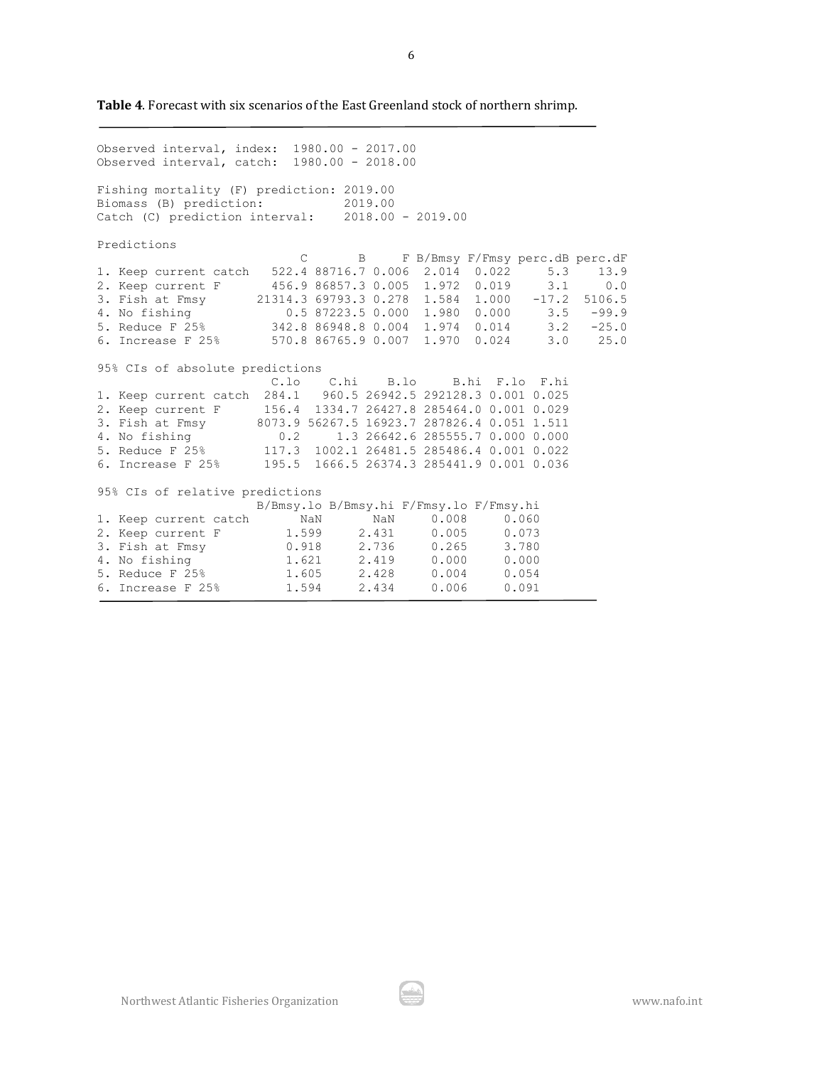**Table 4**. Forecast with six scenarios of the East Greenland stock of northern shrimp.

```
Observed interval, index:  1980.00 - 2017.00
Observed interval, catch:  1980.00 - 2018.00

Fishing mortality (F) prediction: 2019.00
Biomass (B) prediction:           2019.00
Catch (C) prediction interval:    2018.00 - 2019.00

Predictions
                          C       B     F B/Bmsy F/Fmsy perc.dB perc.dF
1. Keep current catch   522.4 88716.7 0.006  2.014  0.022     5.3    13.9
2. Keep current F       456.9 86857.3 0.005  1.972  0.019     3.1     0.0
3. Fish at Fmsy       21314.3 69793.3 0.278  1.584  1.000   -17.2  5106.5
4. No fishing             0.5 87223.5 0.000  1.980  0.000     3.5   -99.9
5. Reduce F 25%         342.8 86948.8 0.004  1.974  0.014     3.2   -25.0
6. Increase F 25%       570.8 86765.9 0.007  1.970  0.024     3.0    25.0

95% CIs of absolute predictions
                       C.lo    C.hi    B.lo     B.hi  F.lo  F.hi
1. Keep current catch  284.1   960.5 26942.5 292128.3 0.001 0.025
2. Keep current F      156.4  1334.7 26427.8 285464.0 0.001 0.029
3. Fish at Fmsy       8073.9 56267.5 16923.7 287826.4 0.051 1.511
4. No fishing            0.2     1.3 26642.6 285555.7 0.000 0.000
5. Reduce F 25%        117.3  1002.1 26481.5 285486.4 0.001 0.022
6. Increase F 25%      195.5  1666.5 26374.3 285441.9 0.001 0.036

95% CIs of relative predictions
                      B/Bmsy.lo B/Bmsy.hi F/Fmsy.lo F/Fmsy.hi
1. Keep current catch       NaN       NaN     0.008     0.060
2. Keep current F         1.599     2.431     0.005     0.073
3. Fish at Fmsy           0.918     2.736     0.265     3.780
4. No fishing             1.621     2.419     0.000     0.000
5. Reduce F 25%           1.605     2.428     0.004     0.054
6. Increase F 25%         1.594     2.434     0.006     0.091
```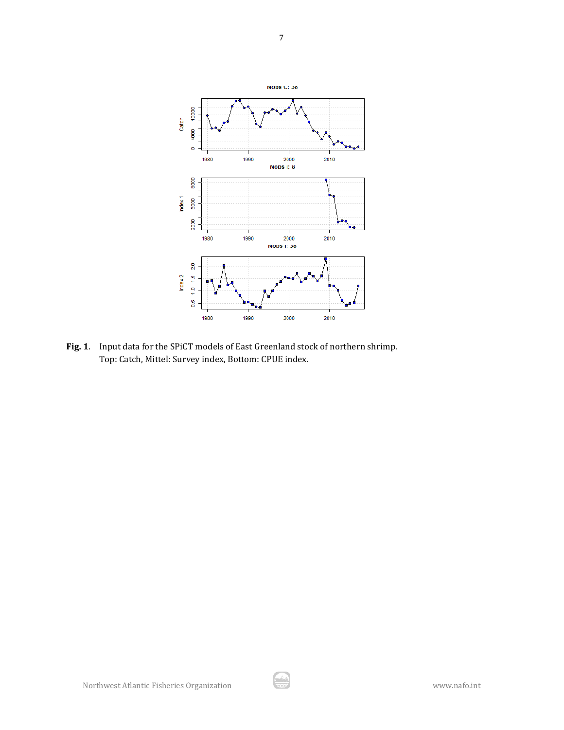**Fig. 1**. Input data for the SPiCT models of East Greenland stock of northern shrimp.
Top: Catch, Mittel: Survey index, Bottom: CPUE index.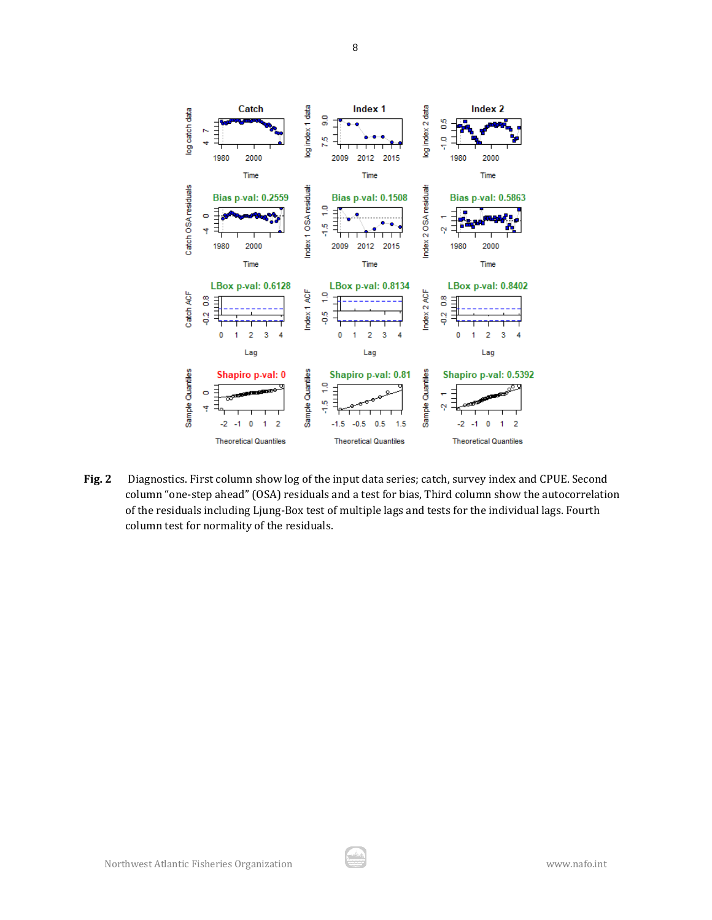**Fig. 2** Diagnostics. First column show log of the input data series; catch, survey index and CPUE. Second column "one-step ahead" (OSA) residuals and a test for bias, Third column show the autocorrelation of the residuals including Ljung-Box test of multiple lags and tests for the individual lags. Fourth column test for normality of the residuals.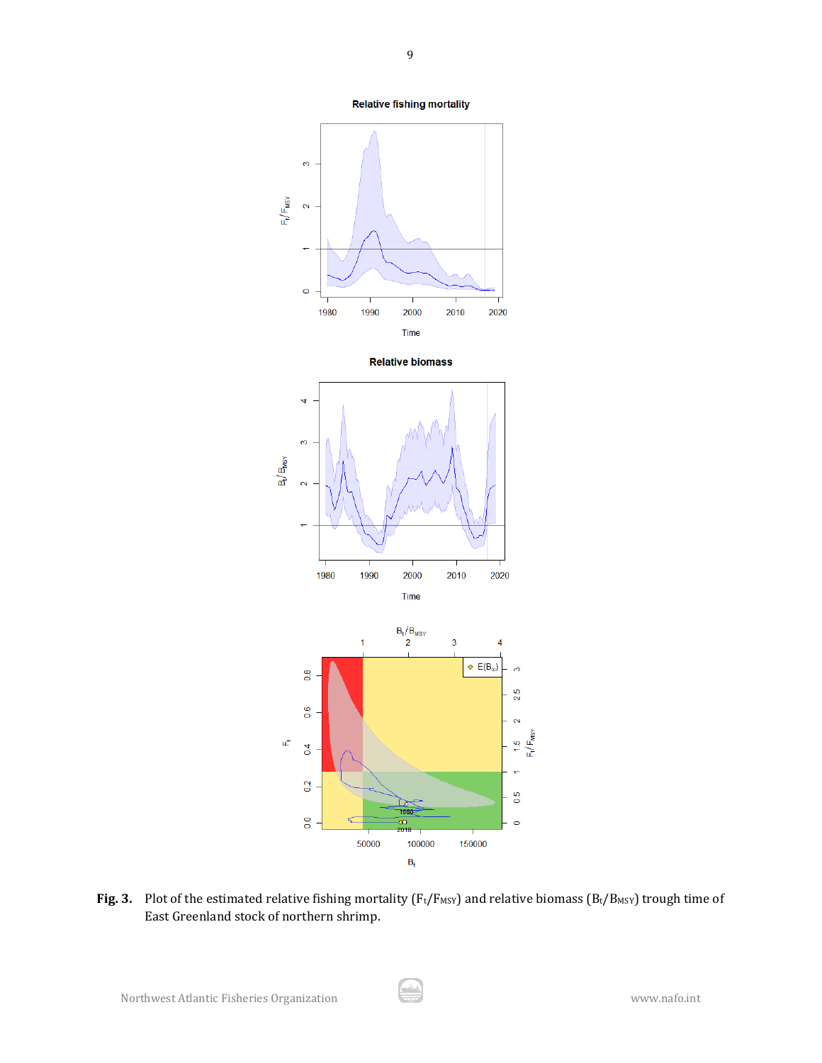**Fig. 3.** Plot of the estimated relative fishing mortality ($F_t/F_{MSY}$) and relative biomass ($B_t/B_{MSY}$) trough time of East Greenland stock of northern shrimp.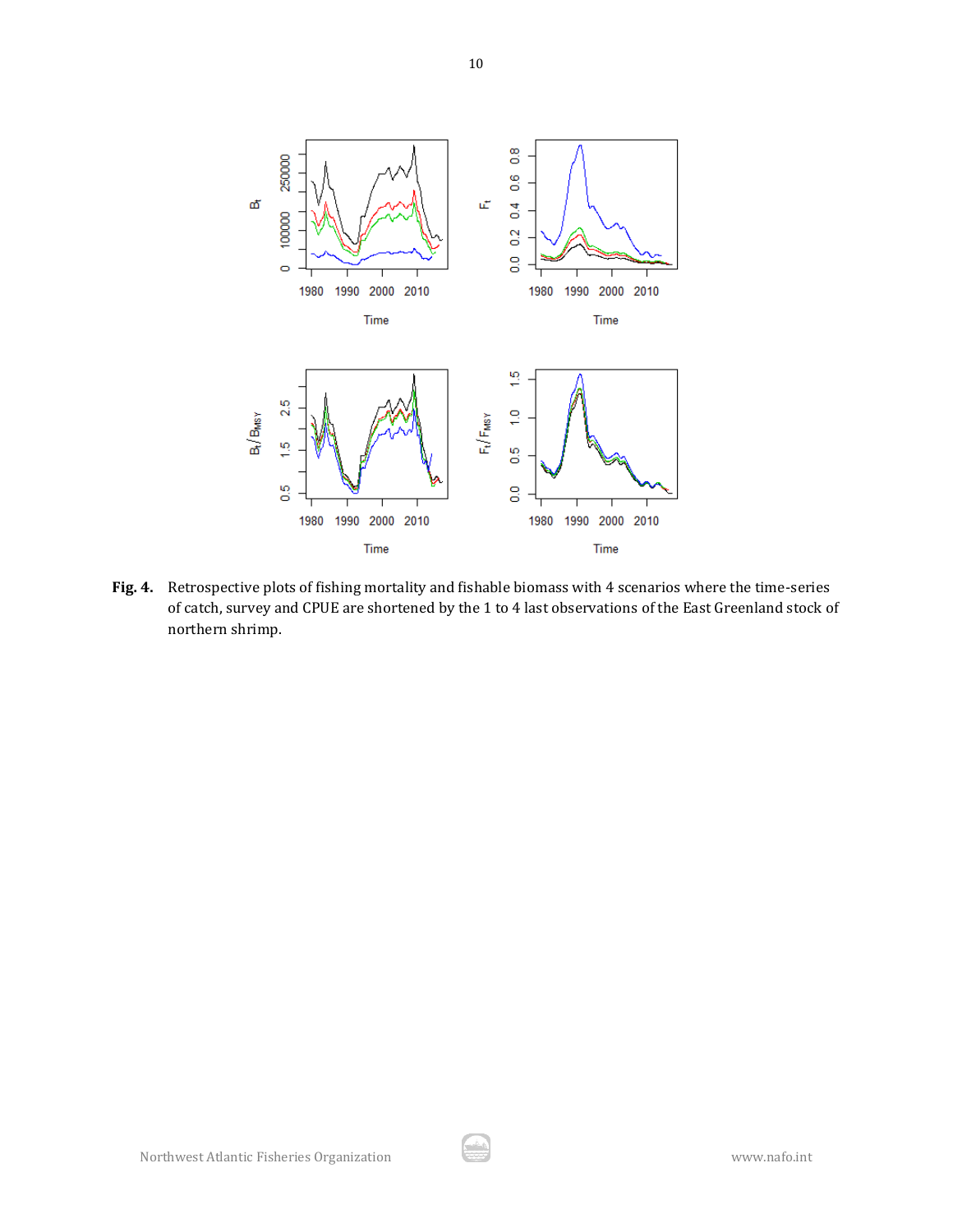$B_t$

0 100000 250000

1980 1990 2000 2010

Time

$F_t$

0.0 0.2 0.4 0.6 0.8

1980 1990 2000 2010

Time

$B_t/B_{MSY}$

0.5 1.5 2.5

1980 1990 2000 2010

Time

$F_t/F_{MSY}$

0.0 0.5 1.0 1.5

1980 1990 2000 2010

Time

**Fig. 4.** Retrospective plots of fishing mortality and fishable biomass with 4 scenarios where the time-series of catch, survey and CPUE are shortened by the 1 to 4 last observations of the East Greenland stock of northern shrimp.